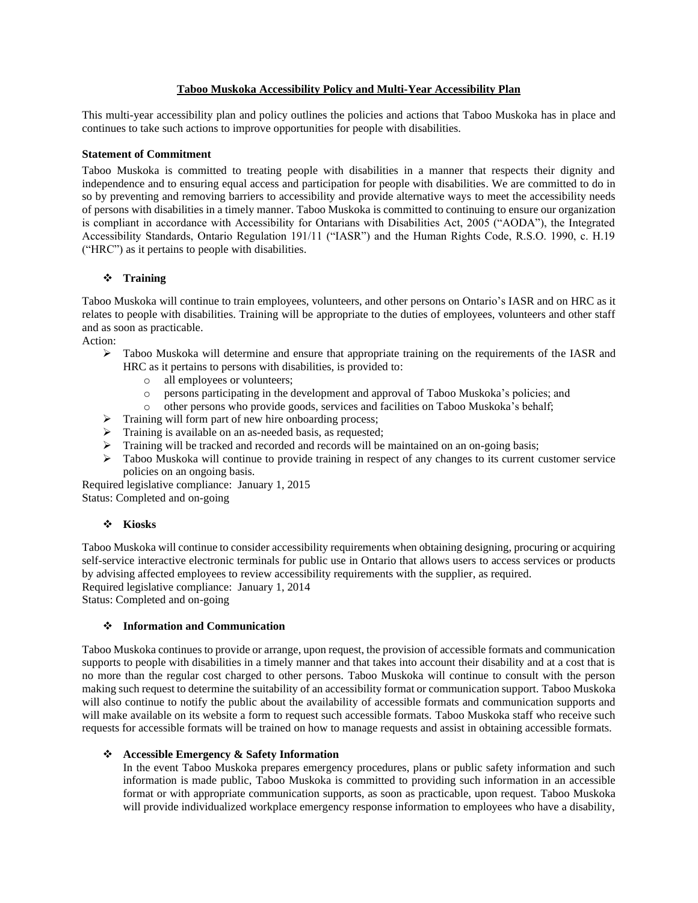# Taboo Muskoka Accessibility Policy and Multi-Year Accessibility Plan

This multi-year accessibility plan and policy outlines the policies and actions that Taboo Muskoka has in place and continues to take such actions to improve opportunities for people with disabilities.

### Statement of Commitment

Taboo Muskoka is committed to treating people with disabilities in a manner that respects their dignity and independence and to ensuring equal access and participation for people with disabilities. We are committed to do in so by preventing and removing barriers to accessibility and provide alternative ways to meet the accessibility needs of persons with disabilities in a timely manner. Taboo Muskoka is committed to continuing to ensure our organization is compliant in accordance with Accessibility for Ontarians with Disabilities Act, 2005 ("AODA"), the Integrated Accessibility Standards, Ontario Regulation 191/11 ("IASR") and the Human Rights Code, R.S.O. 1990, c. H.19 ("HRC") as it pertains to people with disabilities.

### ❖ Training

Taboo Muskoka will continue to train employees, volunteers, and other persons on Ontario's IASR and on HRC as it relates to people with disabilities. Training will be appropriate to the duties of employees, volunteers and other staff and as soon as practicable.

Action:

- Taboo Muskoka will determine and ensure that appropriate training on the requirements of the IASR and HRC as it pertains to persons with disabilities, is provided to:
  - all employees or volunteers;
  - persons participating in the development and approval of Taboo Muskoka's policies; and
  - other persons who provide goods, services and facilities on Taboo Muskoka's behalf;
- Training will form part of new hire onboarding process;
- Training is available on an as-needed basis, as requested;
- Training will be tracked and recorded and records will be maintained on an on-going basis;
- Taboo Muskoka will continue to provide training in respect of any changes to its current customer service policies on an ongoing basis.

Required legislative compliance: January 1, 2015
Status: Completed and on-going

### ❖ Kiosks

Taboo Muskoka will continue to consider accessibility requirements when obtaining designing, procuring or acquiring self-service interactive electronic terminals for public use in Ontario that allows users to access services or products by advising affected employees to review accessibility requirements with the supplier, as required.
Required legislative compliance: January 1, 2014
Status: Completed and on-going

### ❖ Information and Communication

Taboo Muskoka continues to provide or arrange, upon request, the provision of accessible formats and communication supports to people with disabilities in a timely manner and that takes into account their disability and at a cost that is no more than the regular cost charged to other persons. Taboo Muskoka will continue to consult with the person making such request to determine the suitability of an accessibility format or communication support. Taboo Muskoka will also continue to notify the public about the availability of accessible formats and communication supports and will make available on its website a form to request such accessible formats. Taboo Muskoka staff who receive such requests for accessible formats will be trained on how to manage requests and assist in obtaining accessible formats.

### ❖ Accessible Emergency & Safety Information

In the event Taboo Muskoka prepares emergency procedures, plans or public safety information and such information is made public, Taboo Muskoka is committed to providing such information in an accessible format or with appropriate communication supports, as soon as practicable, upon request. Taboo Muskoka will provide individualized workplace emergency response information to employees who have a disability,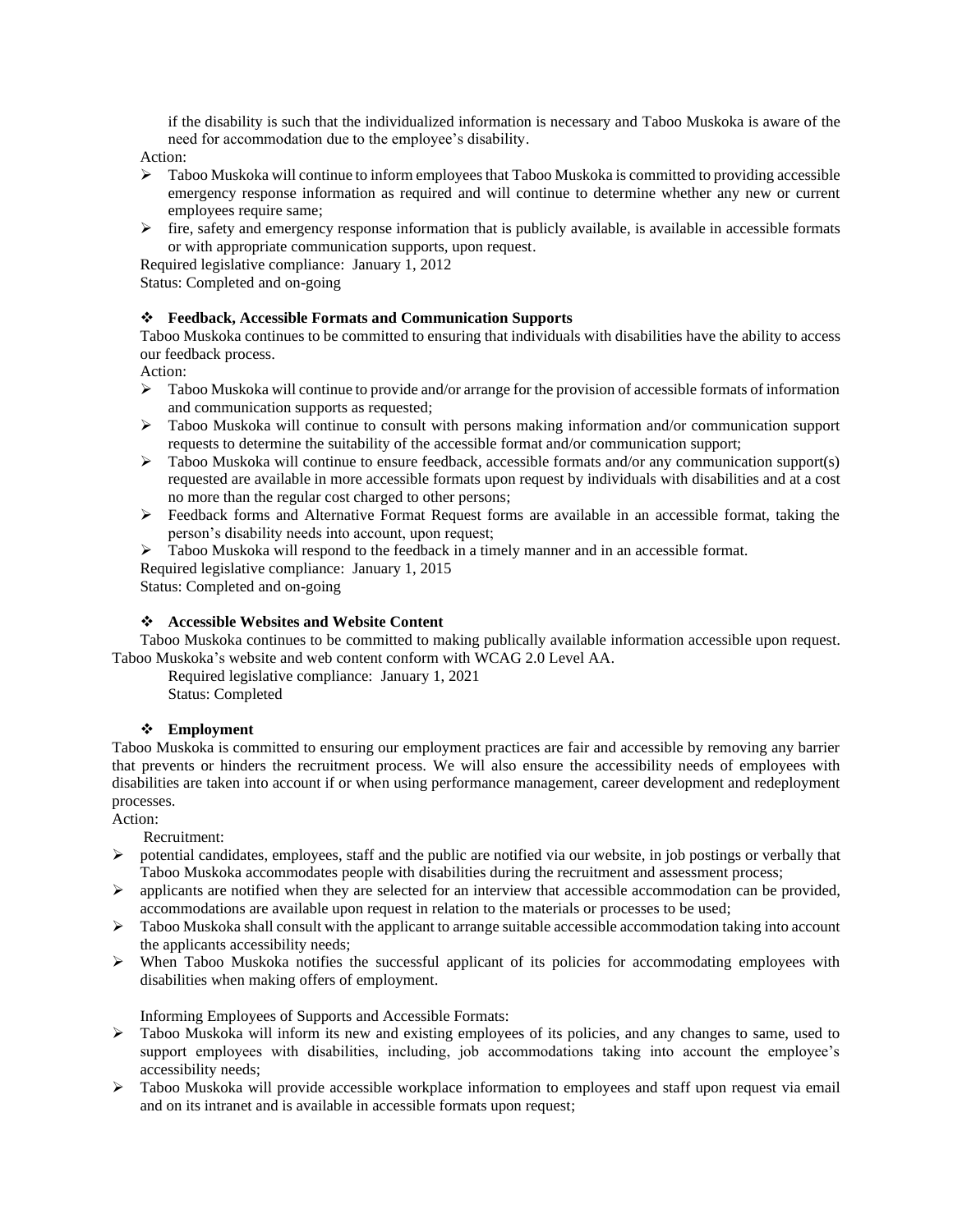if the disability is such that the individualized information is necessary and Taboo Muskoka is aware of the need for accommodation due to the employee's disability.

Action:

- Taboo Muskoka will continue to inform employees that Taboo Muskoka is committed to providing accessible emergency response information as required and will continue to determine whether any new or current employees require same;
- fire, safety and emergency response information that is publicly available, is available in accessible formats or with appropriate communication supports, upon request.

Required legislative compliance: January 1, 2012

Status: Completed and on-going

- **Feedback, Accessible Formats and Communication Supports**

Taboo Muskoka continues to be committed to ensuring that individuals with disabilities have the ability to access our feedback process.

Action:

- Taboo Muskoka will continue to provide and/or arrange for the provision of accessible formats of information and communication supports as requested;
- Taboo Muskoka will continue to consult with persons making information and/or communication support requests to determine the suitability of the accessible format and/or communication support;
- Taboo Muskoka will continue to ensure feedback, accessible formats and/or any communication support(s) requested are available in more accessible formats upon request by individuals with disabilities and at a cost no more than the regular cost charged to other persons;
- Feedback forms and Alternative Format Request forms are available in an accessible format, taking the person's disability needs into account, upon request;
- Taboo Muskoka will respond to the feedback in a timely manner and in an accessible format.

Required legislative compliance: January 1, 2015

Status: Completed and on-going

- **Accessible Websites and Website Content**

Taboo Muskoka continues to be committed to making publically available information accessible upon request. Taboo Muskoka's website and web content conform with WCAG 2.0 Level AA.

Required legislative compliance: January 1, 2021

Status: Completed

- **Employment**

Taboo Muskoka is committed to ensuring our employment practices are fair and accessible by removing any barrier that prevents or hinders the recruitment process. We will also ensure the accessibility needs of employees with disabilities are taken into account if or when using performance management, career development and redeployment processes.

Action:

Recruitment:

- potential candidates, employees, staff and the public are notified via our website, in job postings or verbally that Taboo Muskoka accommodates people with disabilities during the recruitment and assessment process;
- applicants are notified when they are selected for an interview that accessible accommodation can be provided, accommodations are available upon request in relation to the materials or processes to be used;
- Taboo Muskoka shall consult with the applicant to arrange suitable accessible accommodation taking into account the applicants accessibility needs;
- When Taboo Muskoka notifies the successful applicant of its policies for accommodating employees with disabilities when making offers of employment.

Informing Employees of Supports and Accessible Formats:

- Taboo Muskoka will inform its new and existing employees of its policies, and any changes to same, used to support employees with disabilities, including, job accommodations taking into account the employee's accessibility needs;
- Taboo Muskoka will provide accessible workplace information to employees and staff upon request via email and on its intranet and is available in accessible formats upon request;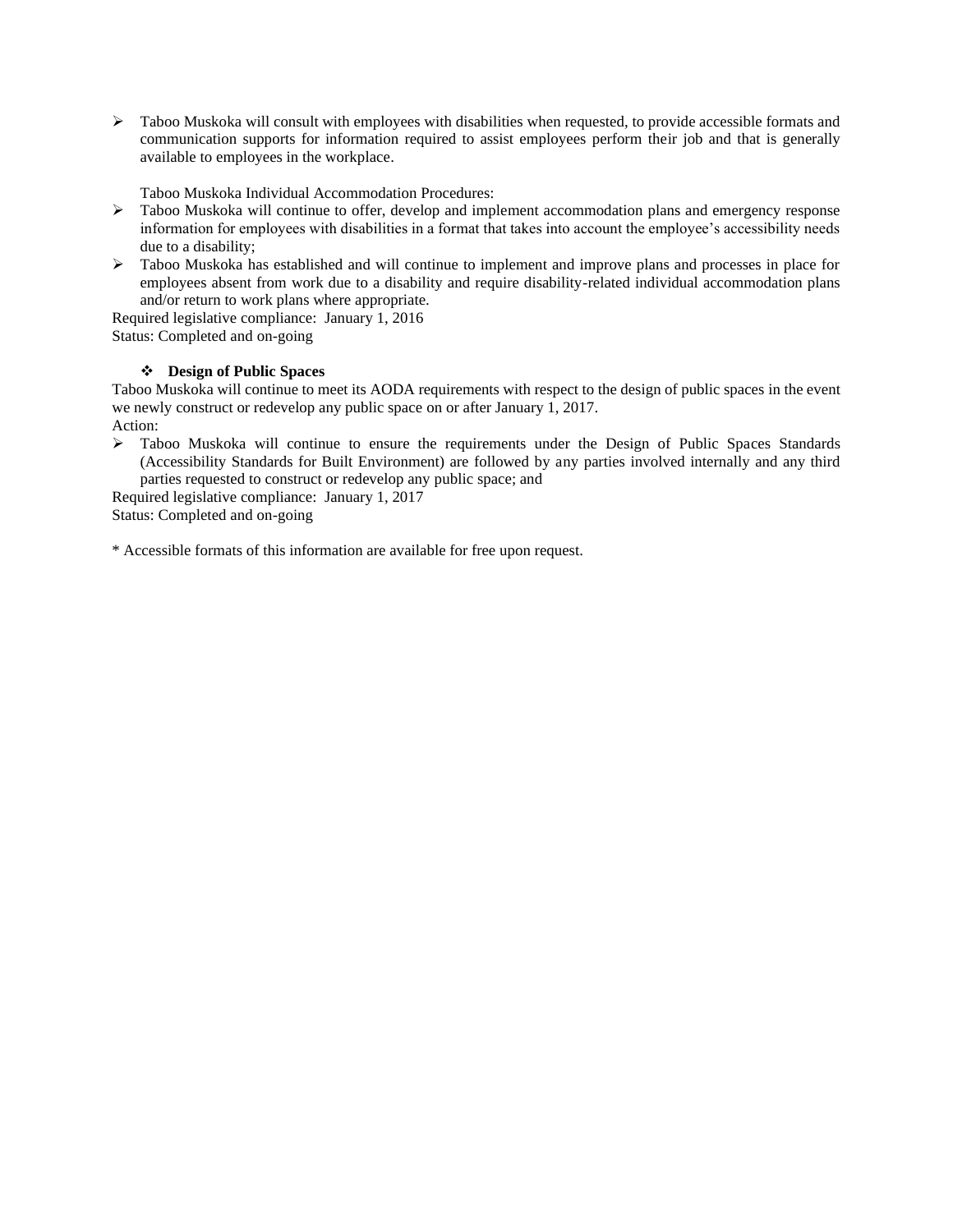- Taboo Muskoka will consult with employees with disabilities when requested, to provide accessible formats and communication supports for information required to assist employees perform their job and that is generally available to employees in the workplace.

Taboo Muskoka Individual Accommodation Procedures:

- Taboo Muskoka will continue to offer, develop and implement accommodation plans and emergency response information for employees with disabilities in a format that takes into account the employee's accessibility needs due to a disability;
- Taboo Muskoka has established and will continue to implement and improve plans and processes in place for employees absent from work due to a disability and require disability-related individual accommodation plans and/or return to work plans where appropriate.

Required legislative compliance: January 1, 2016
Status: Completed and on-going

- **Design of Public Spaces**

Taboo Muskoka will continue to meet its AODA requirements with respect to the design of public spaces in the event we newly construct or redevelop any public space on or after January 1, 2017.
Action:

- Taboo Muskoka will continue to ensure the requirements under the Design of Public Spaces Standards (Accessibility Standards for Built Environment) are followed by any parties involved internally and any third parties requested to construct or redevelop any public space; and

Required legislative compliance: January 1, 2017
Status: Completed and on-going

* Accessible formats of this information are available for free upon request.